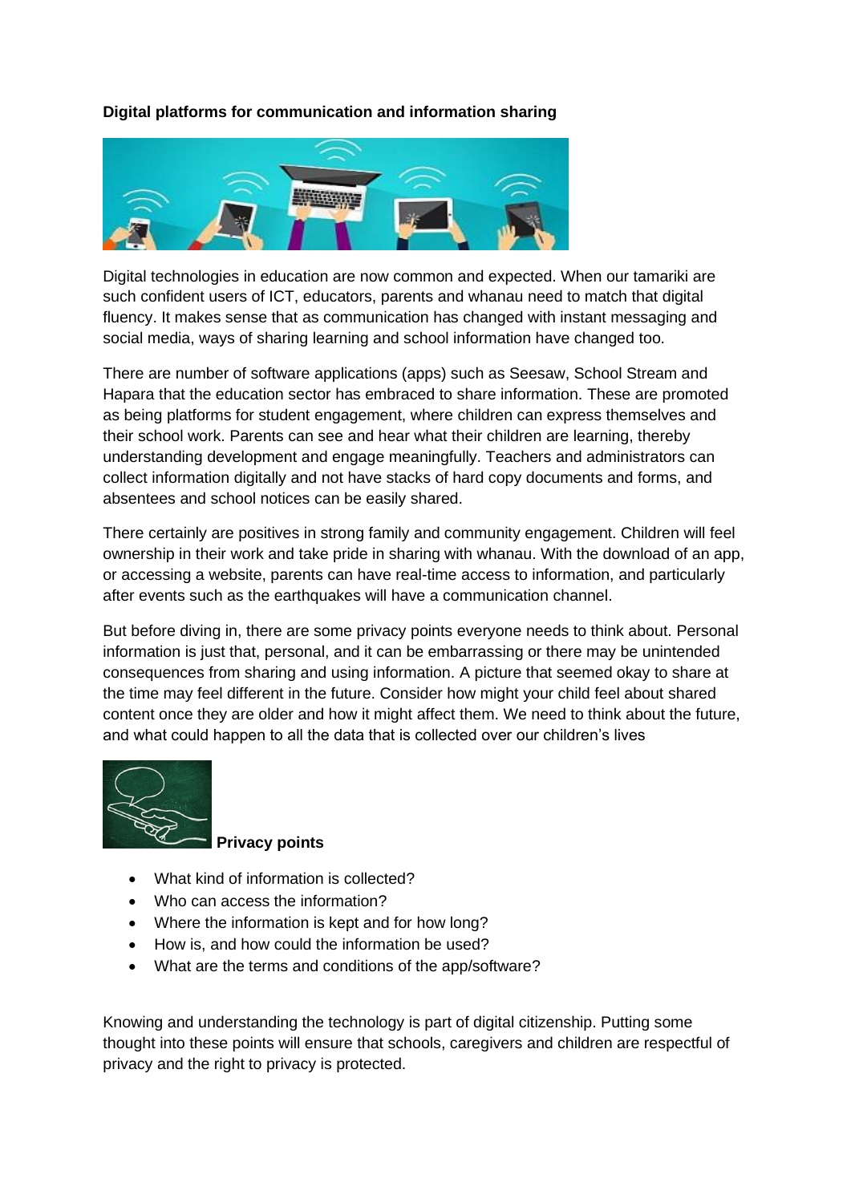**Digital platforms for communication and information sharing**

Digital technologies in education are now common and expected. When our tamariki are such confident users of ICT, educators, parents and whanau need to match that digital fluency. It makes sense that as communication has changed with instant messaging and social media, ways of sharing learning and school information have changed too.

There are number of software applications (apps) such as Seesaw, School Stream and Hapara that the education sector has embraced to share information. These are promoted as being platforms for student engagement, where children can express themselves and their school work. Parents can see and hear what their children are learning, thereby understanding development and engage meaningfully. Teachers and administrators can collect information digitally and not have stacks of hard copy documents and forms, and absentees and school notices can be easily shared.

There certainly are positives in strong family and community engagement. Children will feel ownership in their work and take pride in sharing with whanau. With the download of an app, or accessing a website, parents can have real-time access to information, and particularly after events such as the earthquakes will have a communication channel.

But before diving in, there are some privacy points everyone needs to think about. Personal information is just that, personal, and it can be embarrassing or there may be unintended consequences from sharing and using information. A picture that seemed okay to share at the time may feel different in the future. Consider how might your child feel about shared content once they are older and how it might affect them. We need to think about the future, and what could happen to all the data that is collected over our children's lives

**Privacy points**

- What kind of information is collected?
- Who can access the information?
- Where the information is kept and for how long?
- How is, and how could the information be used?
- What are the terms and conditions of the app/software?

Knowing and understanding the technology is part of digital citizenship. Putting some thought into these points will ensure that schools, caregivers and children are respectful of privacy and the right to privacy is protected.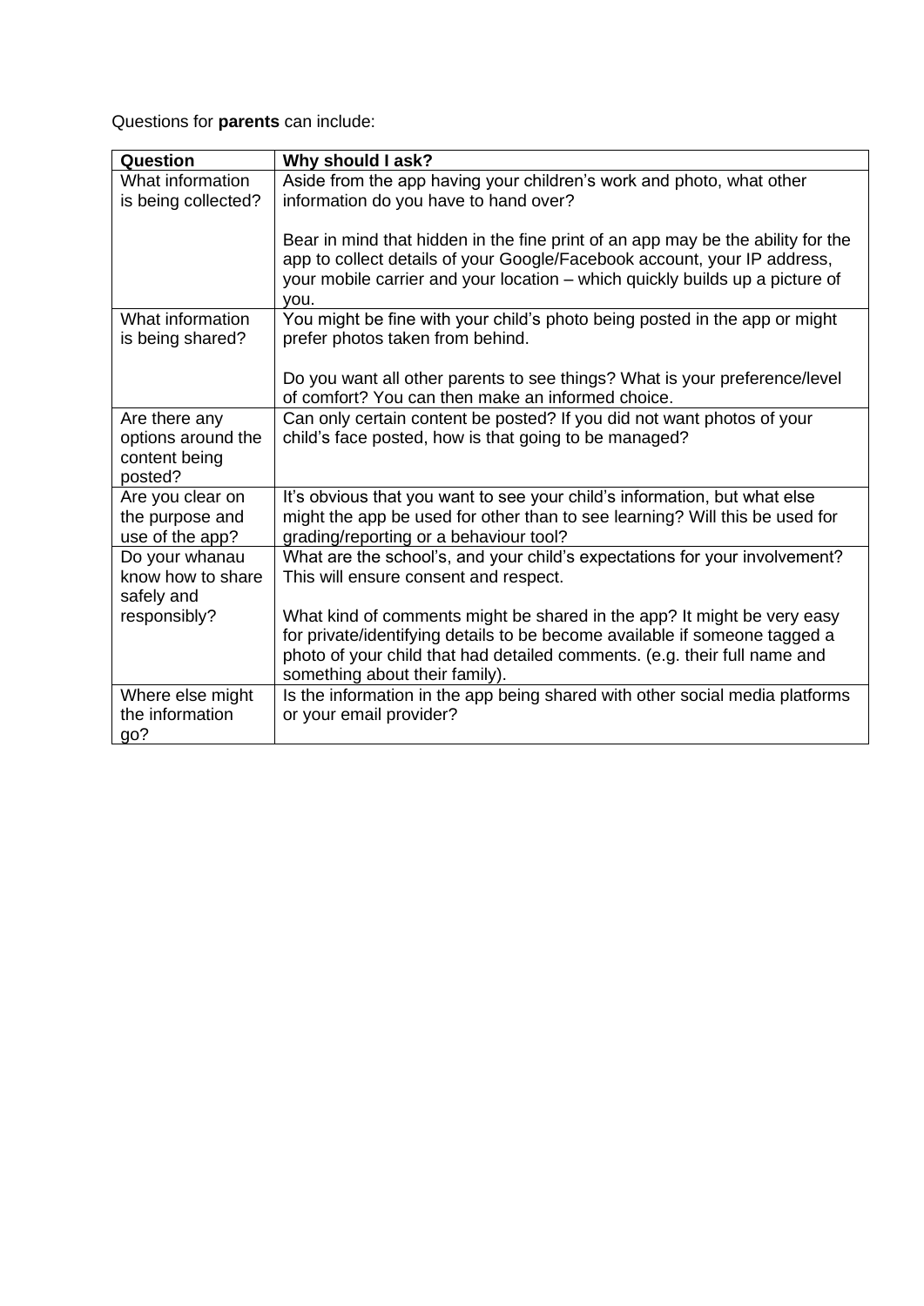Questions for **parents** can include:

| **Question** | **Why should I ask?** |
|---|---|
| What information is being collected? | Aside from the app having your children's work and photo, what other information do you have to hand over?<br><br>Bear in mind that hidden in the fine print of an app may be the ability for the app to collect details of your Google/Facebook account, your IP address, your mobile carrier and your location – which quickly builds up a picture of you. |
| What information is being shared? | You might be fine with your child's photo being posted in the app or might prefer photos taken from behind.<br><br>Do you want all other parents to see things? What is your preference/level of comfort? You can then make an informed choice. |
| Are there any options around the content being posted? | Can only certain content be posted? If you did not want photos of your child's face posted, how is that going to be managed? |
| Are you clear on the purpose and use of the app? | It's obvious that you want to see your child's information, but what else might the app be used for other than to see learning? Will this be used for grading/reporting or a behaviour tool? |
| Do your whanau know how to share safely and responsibly? | What are the school's, and your child's expectations for your involvement? This will ensure consent and respect.<br><br>What kind of comments might be shared in the app? It might be very easy for private/identifying details to be become available if someone tagged a photo of your child that had detailed comments. (e.g. their full name and something about their family). |
| Where else might the information go? | Is the information in the app being shared with other social media platforms or your email provider? |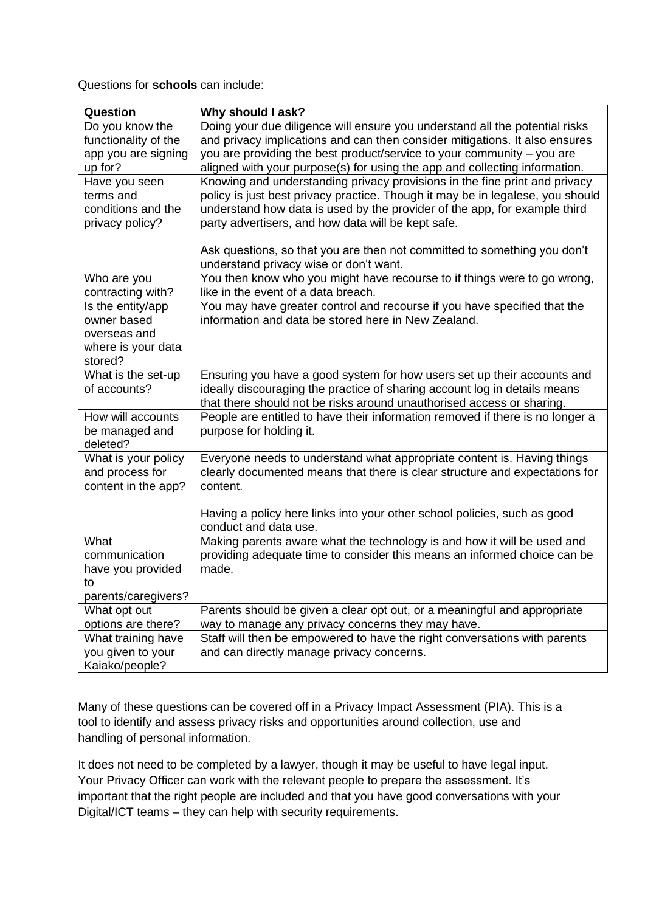Questions for **schools** can include:

| Question | Why should I ask? |
| --- | --- |
| Do you know the functionality of the app you are signing up for? | Doing your due diligence will ensure you understand all the potential risks and privacy implications and can then consider mitigations. It also ensures you are providing the best product/service to your community – you are aligned with your purpose(s) for using the app and collecting information. |
| Have you seen terms and conditions and the privacy policy? | Knowing and understanding privacy provisions in the fine print and privacy policy is just best privacy practice. Though it may be in legalese, you should understand how data is used by the provider of the app, for example third party advertisers, and how data will be kept safe.<br><br>Ask questions, so that you are then not committed to something you don't understand privacy wise or don't want. |
| Who are you contracting with? | You then know who you might have recourse to if things were to go wrong, like in the event of a data breach. |
| Is the entity/app owner based overseas and where is your data stored? | You may have greater control and recourse if you have specified that the information and data be stored here in New Zealand. |
| What is the set-up of accounts? | Ensuring you have a good system for how users set up their accounts and ideally discouraging the practice of sharing account log in details means that there should not be risks around unauthorised access or sharing. |
| How will accounts be managed and deleted? | People are entitled to have their information removed if there is no longer a purpose for holding it. |
| What is your policy and process for content in the app? | Everyone needs to understand what appropriate content is. Having things clearly documented means that there is clear structure and expectations for content.<br><br>Having a policy here links into your other school policies, such as good conduct and data use. |
| What communication have you provided to parents/caregivers? | Making parents aware what the technology is and how it will be used and providing adequate time to consider this means an informed choice can be made. |
| What opt out options are there? | Parents should be given a clear opt out, or a meaningful and appropriate way to manage any privacy concerns they may have. |
| What training have you given to your Kaiako/people? | Staff will then be empowered to have the right conversations with parents and can directly manage privacy concerns. |

Many of these questions can be covered off in a Privacy Impact Assessment (PIA). This is a tool to identify and assess privacy risks and opportunities around collection, use and handling of personal information.

It does not need to be completed by a lawyer, though it may be useful to have legal input. Your Privacy Officer can work with the relevant people to prepare the assessment. It's important that the right people are included and that you have good conversations with your Digital/ICT teams – they can help with security requirements.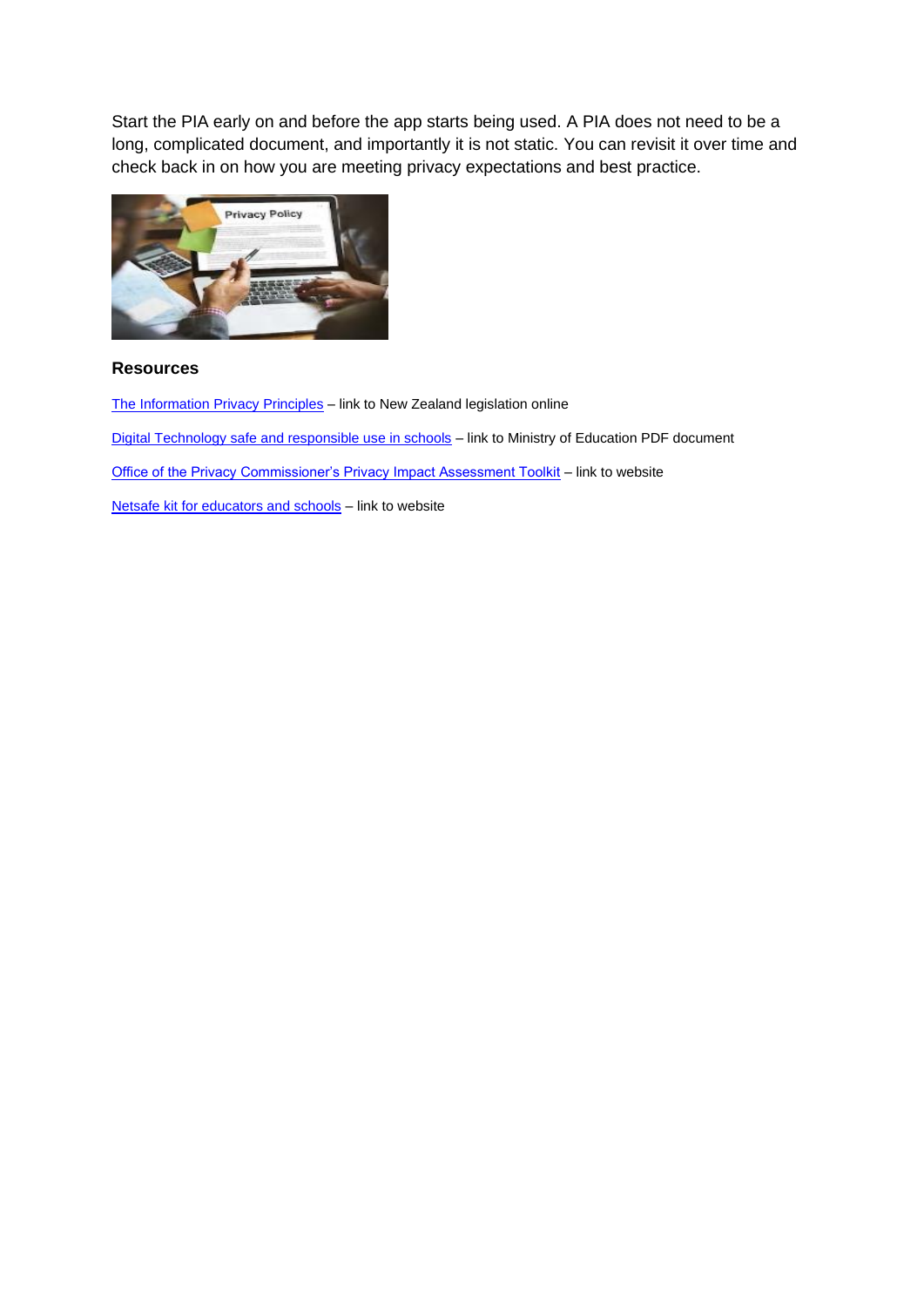Start the PIA early on and before the app starts being used. A PIA does not need to be a long, complicated document, and importantly it is not static. You can revisit it over time and check back in on how you are meeting privacy expectations and best practice.

### Resources

The Information Privacy Principles – link to New Zealand legislation online

Digital Technology safe and responsible use in schools – link to Ministry of Education PDF document

Office of the Privacy Commissioner's Privacy Impact Assessment Toolkit – link to website

Netsafe kit for educators and schools – link to website